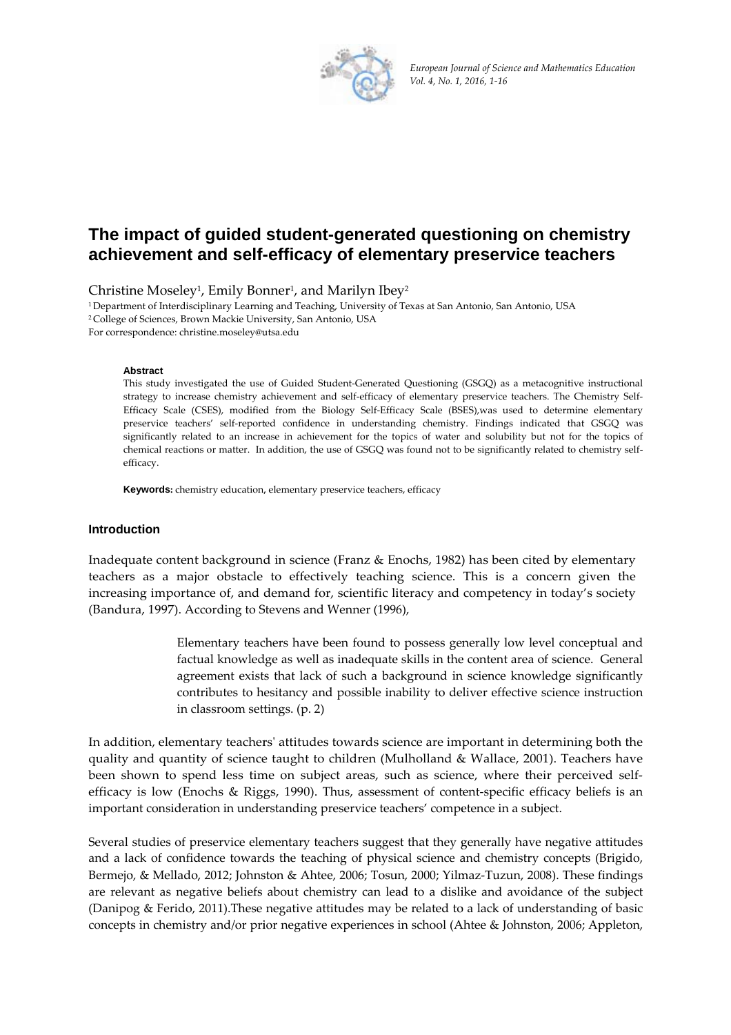# The impact of guided student-generated questioning on chemistry achievement and self-efficacy of elementary preservice teachers

Christine Moseley[1], Emily Bonner[1], and Marilyn Ibey[2]

[1] Department of Interdisciplinary Learning and Teaching, University of Texas at San Antonio, San Antonio, USA
[2] College of Sciences, Brown Mackie University, San Antonio, USA
For correspondence: christine.moseley@utsa.edu

**Abstract**

This study investigated the use of Guided Student-Generated Questioning (GSGQ) as a metacognitive instructional strategy to increase chemistry achievement and self-efficacy of elementary preservice teachers. The Chemistry Self-Efficacy Scale (CSES), modified from the Biology Self-Efficacy Scale (BSES),was used to determine elementary preservice teachers' self-reported confidence in understanding chemistry. Findings indicated that GSGQ was significantly related to an increase in achievement for the topics of water and solubility but not for the topics of chemical reactions or matter. In addition, the use of GSGQ was found not to be significantly related to chemistry self-efficacy.

**Keywords:** chemistry education, elementary preservice teachers, efficacy

## Introduction

Inadequate content background in science (Franz & Enochs, 1982) has been cited by elementary teachers as a major obstacle to effectively teaching science. This is a concern given the increasing importance of, and demand for, scientific literacy and competency in today's society (Bandura, 1997). According to Stevens and Wenner (1996),

> Elementary teachers have been found to possess generally low level conceptual and factual knowledge as well as inadequate skills in the content area of science. General agreement exists that lack of such a background in science knowledge significantly contributes to hesitancy and possible inability to deliver effective science instruction in classroom settings. (p. 2)

In addition, elementary teachers' attitudes towards science are important in determining both the quality and quantity of science taught to children (Mulholland & Wallace, 2001). Teachers have been shown to spend less time on subject areas, such as science, where their perceived self-efficacy is low (Enochs & Riggs, 1990). Thus, assessment of content-specific efficacy beliefs is an important consideration in understanding preservice teachers' competence in a subject.

Several studies of preservice elementary teachers suggest that they generally have negative attitudes and a lack of confidence towards the teaching of physical science and chemistry concepts (Brigido, Bermejo, & Mellado, 2012; Johnston & Ahtee, 2006; Tosun, 2000; Yilmaz-Tuzun, 2008). These findings are relevant as negative beliefs about chemistry can lead to a dislike and avoidance of the subject (Danipog & Ferido, 2011).These negative attitudes may be related to a lack of understanding of basic concepts in chemistry and/or prior negative experiences in school (Ahtee & Johnston, 2006; Appleton,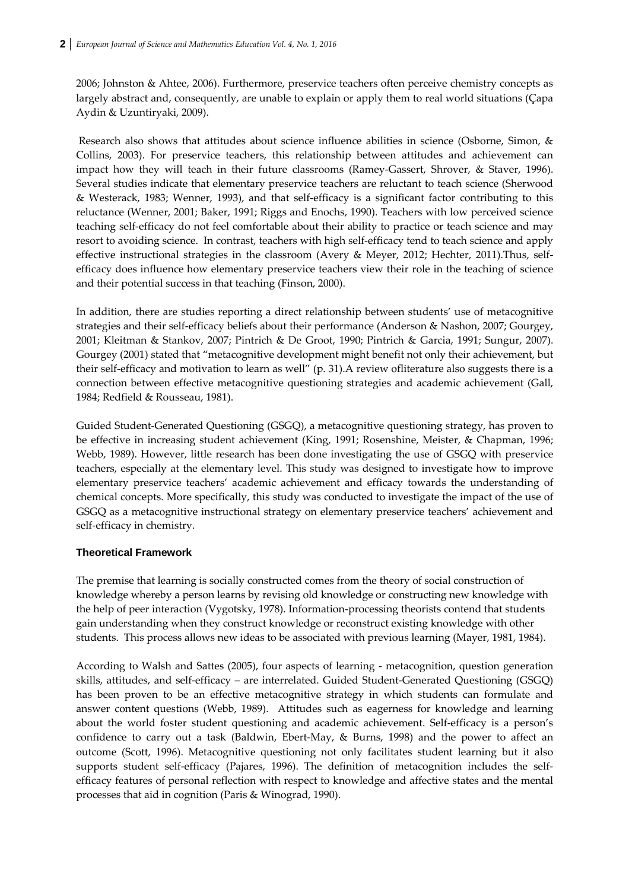2006; Johnston & Ahtee, 2006). Furthermore, preservice teachers often perceive chemistry concepts as largely abstract and, consequently, are unable to explain or apply them to real world situations (Çapa Aydin & Uzuntiryaki, 2009).

Research also shows that attitudes about science influence abilities in science (Osborne, Simon, & Collins, 2003). For preservice teachers, this relationship between attitudes and achievement can impact how they will teach in their future classrooms (Ramey-Gassert, Shrover, & Staver, 1996). Several studies indicate that elementary preservice teachers are reluctant to teach science (Sherwood & Westerack, 1983; Wenner, 1993), and that self-efficacy is a significant factor contributing to this reluctance (Wenner, 2001; Baker, 1991; Riggs and Enochs, 1990). Teachers with low perceived science teaching self-efficacy do not feel comfortable about their ability to practice or teach science and may resort to avoiding science. In contrast, teachers with high self-efficacy tend to teach science and apply effective instructional strategies in the classroom (Avery & Meyer, 2012; Hechter, 2011).Thus, self-efficacy does influence how elementary preservice teachers view their role in the teaching of science and their potential success in that teaching (Finson, 2000).

In addition, there are studies reporting a direct relationship between students' use of metacognitive strategies and their self-efficacy beliefs about their performance (Anderson & Nashon, 2007; Gourgey, 2001; Kleitman & Stankov, 2007; Pintrich & De Groot, 1990; Pintrich & Garcia, 1991; Sungur, 2007). Gourgey (2001) stated that "metacognitive development might benefit not only their achievement, but their self-efficacy and motivation to learn as well" (p. 31).A review ofliterature also suggests there is a connection between effective metacognitive questioning strategies and academic achievement (Gall, 1984; Redfield & Rousseau, 1981).

Guided Student-Generated Questioning (GSGQ), a metacognitive questioning strategy, has proven to be effective in increasing student achievement (King, 1991; Rosenshine, Meister, & Chapman, 1996; Webb, 1989). However, little research has been done investigating the use of GSGQ with preservice teachers, especially at the elementary level. This study was designed to investigate how to improve elementary preservice teachers' academic achievement and efficacy towards the understanding of chemical concepts. More specifically, this study was conducted to investigate the impact of the use of GSGQ as a metacognitive instructional strategy on elementary preservice teachers' achievement and self-efficacy in chemistry.

### Theoretical Framework

The premise that learning is socially constructed comes from the theory of social construction of knowledge whereby a person learns by revising old knowledge or constructing new knowledge with the help of peer interaction (Vygotsky, 1978). Information-processing theorists contend that students gain understanding when they construct knowledge or reconstruct existing knowledge with other students. This process allows new ideas to be associated with previous learning (Mayer, 1981, 1984).

According to Walsh and Sattes (2005), four aspects of learning - metacognition, question generation skills, attitudes, and self-efficacy – are interrelated. Guided Student-Generated Questioning (GSGQ) has been proven to be an effective metacognitive strategy in which students can formulate and answer content questions (Webb, 1989). Attitudes such as eagerness for knowledge and learning about the world foster student questioning and academic achievement. Self-efficacy is a person's confidence to carry out a task (Baldwin, Ebert-May, & Burns, 1998) and the power to affect an outcome (Scott, 1996). Metacognitive questioning not only facilitates student learning but it also supports student self-efficacy (Pajares, 1996). The definition of metacognition includes the self-efficacy features of personal reflection with respect to knowledge and affective states and the mental processes that aid in cognition (Paris & Winograd, 1990).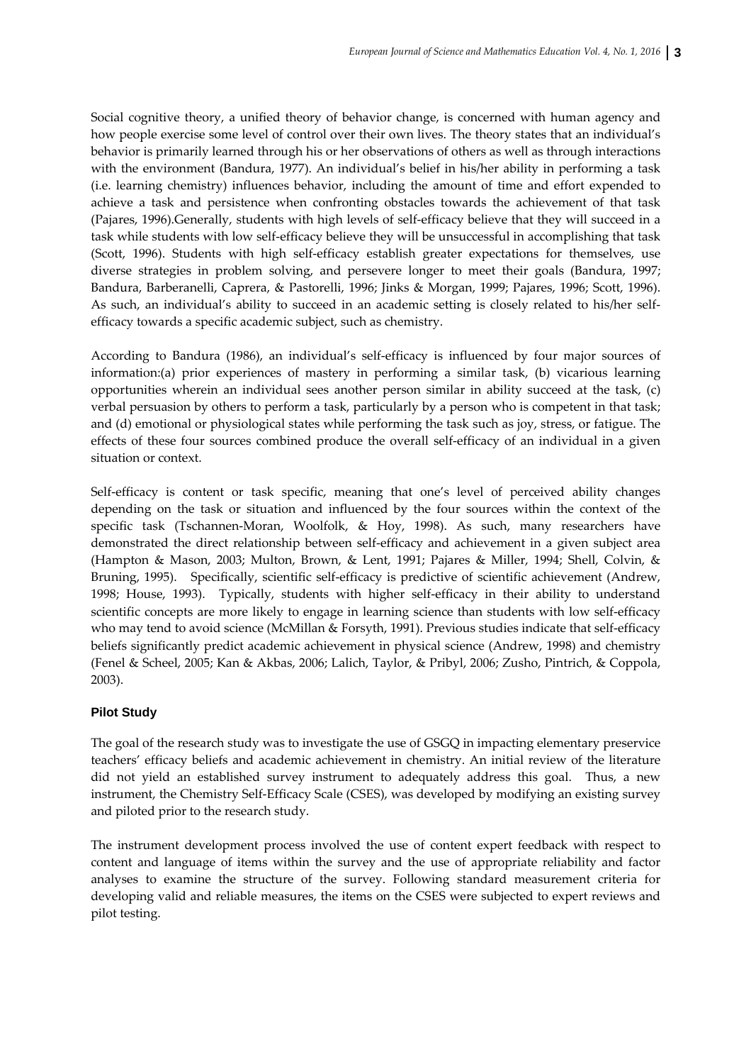Social cognitive theory, a unified theory of behavior change, is concerned with human agency and how people exercise some level of control over their own lives. The theory states that an individual's behavior is primarily learned through his or her observations of others as well as through interactions with the environment (Bandura, 1977). An individual's belief in his/her ability in performing a task (i.e. learning chemistry) influences behavior, including the amount of time and effort expended to achieve a task and persistence when confronting obstacles towards the achievement of that task (Pajares, 1996).Generally, students with high levels of self-efficacy believe that they will succeed in a task while students with low self-efficacy believe they will be unsuccessful in accomplishing that task (Scott, 1996). Students with high self-efficacy establish greater expectations for themselves, use diverse strategies in problem solving, and persevere longer to meet their goals (Bandura, 1997; Bandura, Barberanelli, Caprera, & Pastorelli, 1996; Jinks & Morgan, 1999; Pajares, 1996; Scott, 1996). As such, an individual's ability to succeed in an academic setting is closely related to his/her self-efficacy towards a specific academic subject, such as chemistry.

According to Bandura (1986), an individual's self-efficacy is influenced by four major sources of information:(a) prior experiences of mastery in performing a similar task, (b) vicarious learning opportunities wherein an individual sees another person similar in ability succeed at the task, (c) verbal persuasion by others to perform a task, particularly by a person who is competent in that task; and (d) emotional or physiological states while performing the task such as joy, stress, or fatigue. The effects of these four sources combined produce the overall self-efficacy of an individual in a given situation or context.

Self-efficacy is content or task specific, meaning that one's level of perceived ability changes depending on the task or situation and influenced by the four sources within the context of the specific task (Tschannen-Moran, Woolfolk, & Hoy, 1998). As such, many researchers have demonstrated the direct relationship between self-efficacy and achievement in a given subject area (Hampton & Mason, 2003; Multon, Brown, & Lent, 1991; Pajares & Miller, 1994; Shell, Colvin, & Bruning, 1995). Specifically, scientific self-efficacy is predictive of scientific achievement (Andrew, 1998; House, 1993). Typically, students with higher self-efficacy in their ability to understand scientific concepts are more likely to engage in learning science than students with low self-efficacy who may tend to avoid science (McMillan & Forsyth, 1991). Previous studies indicate that self-efficacy beliefs significantly predict academic achievement in physical science (Andrew, 1998) and chemistry (Fenel & Scheel, 2005; Kan & Akbas, 2006; Lalich, Taylor, & Pribyl, 2006; Zusho, Pintrich, & Coppola, 2003).

## Pilot Study

The goal of the research study was to investigate the use of GSGQ in impacting elementary preservice teachers' efficacy beliefs and academic achievement in chemistry. An initial review of the literature did not yield an established survey instrument to adequately address this goal. Thus, a new instrument, the Chemistry Self-Efficacy Scale (CSES), was developed by modifying an existing survey and piloted prior to the research study.

The instrument development process involved the use of content expert feedback with respect to content and language of items within the survey and the use of appropriate reliability and factor analyses to examine the structure of the survey. Following standard measurement criteria for developing valid and reliable measures, the items on the CSES were subjected to expert reviews and pilot testing.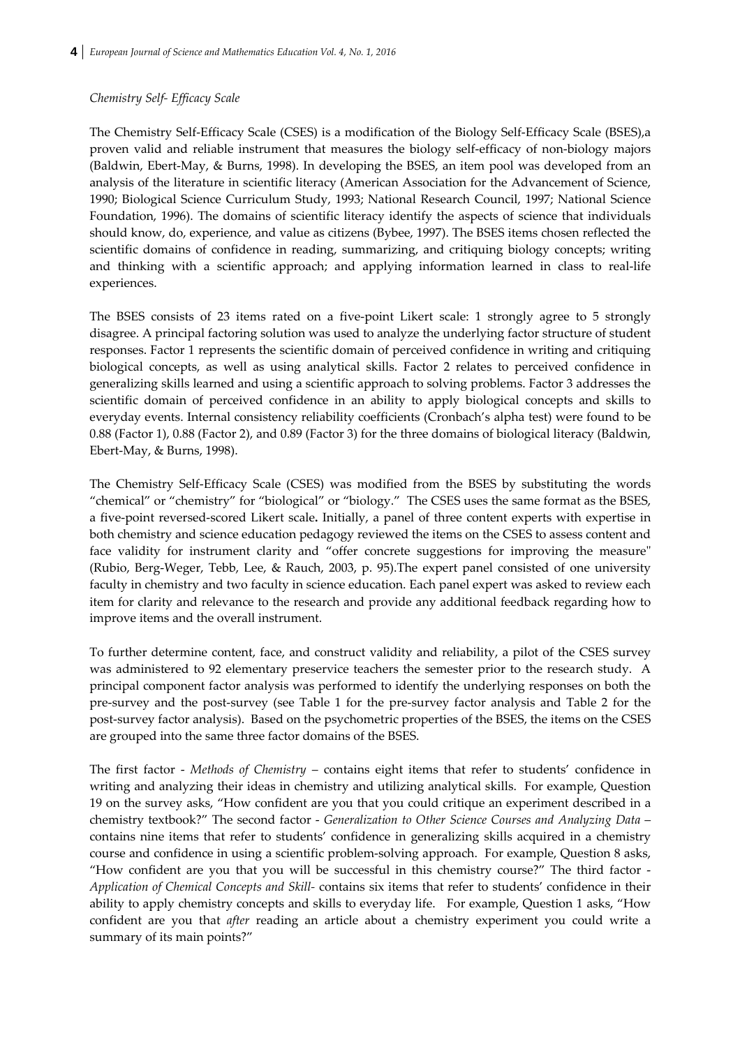*Chemistry Self- Efficacy Scale*

The Chemistry Self-Efficacy Scale (CSES) is a modification of the Biology Self-Efficacy Scale (BSES),a proven valid and reliable instrument that measures the biology self-efficacy of non-biology majors (Baldwin, Ebert-May, & Burns, 1998). In developing the BSES, an item pool was developed from an analysis of the literature in scientific literacy (American Association for the Advancement of Science, 1990; Biological Science Curriculum Study, 1993; National Research Council, 1997; National Science Foundation, 1996). The domains of scientific literacy identify the aspects of science that individuals should know, do, experience, and value as citizens (Bybee, 1997). The BSES items chosen reflected the scientific domains of confidence in reading, summarizing, and critiquing biology concepts; writing and thinking with a scientific approach; and applying information learned in class to real-life experiences.

The BSES consists of 23 items rated on a five-point Likert scale: 1 strongly agree to 5 strongly disagree. A principal factoring solution was used to analyze the underlying factor structure of student responses. Factor 1 represents the scientific domain of perceived confidence in writing and critiquing biological concepts, as well as using analytical skills. Factor 2 relates to perceived confidence in generalizing skills learned and using a scientific approach to solving problems. Factor 3 addresses the scientific domain of perceived confidence in an ability to apply biological concepts and skills to everyday events. Internal consistency reliability coefficients (Cronbach's alpha test) were found to be 0.88 (Factor 1), 0.88 (Factor 2), and 0.89 (Factor 3) for the three domains of biological literacy (Baldwin, Ebert-May, & Burns, 1998).

The Chemistry Self-Efficacy Scale (CSES) was modified from the BSES by substituting the words "chemical" or "chemistry" for "biological" or "biology." The CSES uses the same format as the BSES, a five-point reversed-scored Likert scale**.** Initially, a panel of three content experts with expertise in both chemistry and science education pedagogy reviewed the items on the CSES to assess content and face validity for instrument clarity and "offer concrete suggestions for improving the measure" (Rubio, Berg-Weger, Tebb, Lee, & Rauch, 2003, p. 95).The expert panel consisted of one university faculty in chemistry and two faculty in science education. Each panel expert was asked to review each item for clarity and relevance to the research and provide any additional feedback regarding how to improve items and the overall instrument.

To further determine content, face, and construct validity and reliability, a pilot of the CSES survey was administered to 92 elementary preservice teachers the semester prior to the research study. A principal component factor analysis was performed to identify the underlying responses on both the pre-survey and the post-survey (see Table 1 for the pre-survey factor analysis and Table 2 for the post-survey factor analysis). Based on the psychometric properties of the BSES, the items on the CSES are grouped into the same three factor domains of the BSES.

The first factor - *Methods of Chemistry* – contains eight items that refer to students' confidence in writing and analyzing their ideas in chemistry and utilizing analytical skills. For example, Question 19 on the survey asks, "How confident are you that you could critique an experiment described in a chemistry textbook?" The second factor - *Generalization to Other Science Courses and Analyzing Data* – contains nine items that refer to students' confidence in generalizing skills acquired in a chemistry course and confidence in using a scientific problem-solving approach. For example, Question 8 asks, "How confident are you that you will be successful in this chemistry course?" The third factor - *Application of Chemical Concepts and Skill*- contains six items that refer to students' confidence in their ability to apply chemistry concepts and skills to everyday life. For example, Question 1 asks, "How confident are you that *after* reading an article about a chemistry experiment you could write a summary of its main points?"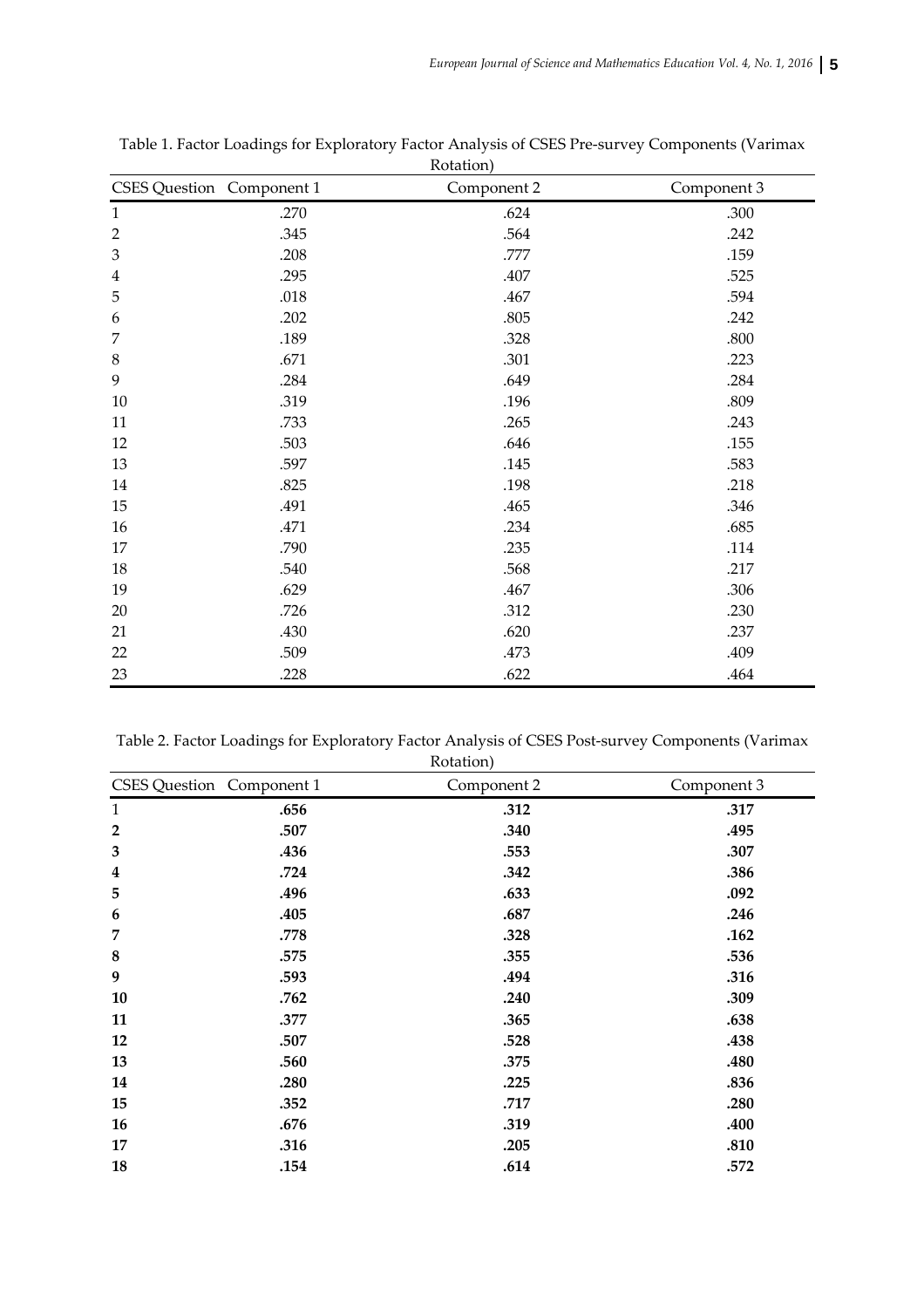Table 1. Factor Loadings for Exploratory Factor Analysis of CSES Pre-survey Components (Varimax Rotation)

| CSES Question | Component 1 | Component 2 | Component 3 |
|---|---|---|---|
| 1 | .270 | .624 | .300 |
| 2 | .345 | .564 | .242 |
| 3 | .208 | .777 | .159 |
| 4 | .295 | .407 | .525 |
| 5 | .018 | .467 | .594 |
| 6 | .202 | .805 | .242 |
| 7 | .189 | .328 | .800 |
| 8 | .671 | .301 | .223 |
| 9 | .284 | .649 | .284 |
| 10 | .319 | .196 | .809 |
| 11 | .733 | .265 | .243 |
| 12 | .503 | .646 | .155 |
| 13 | .597 | .145 | .583 |
| 14 | .825 | .198 | .218 |
| 15 | .491 | .465 | .346 |
| 16 | .471 | .234 | .685 |
| 17 | .790 | .235 | .114 |
| 18 | .540 | .568 | .217 |
| 19 | .629 | .467 | .306 |
| 20 | .726 | .312 | .230 |
| 21 | .430 | .620 | .237 |
| 22 | .509 | .473 | .409 |
| 23 | .228 | .622 | .464 |

Table 2. Factor Loadings for Exploratory Factor Analysis of CSES Post-survey Components (Varimax Rotation)

| CSES Question | Component 1 | Component 2 | Component 3 |
|---|---|---|---|
| **1** | **.656** | **.312** | **.317** |
| **2** | **.507** | **.340** | **.495** |
| **3** | **.436** | **.553** | **.307** |
| **4** | **.724** | **.342** | **.386** |
| **5** | **.496** | **.633** | **.092** |
| **6** | **.405** | **.687** | **.246** |
| **7** | **.778** | **.328** | **.162** |
| **8** | **.575** | **.355** | **.536** |
| **9** | **.593** | **.494** | **.316** |
| **10** | **.762** | **.240** | **.309** |
| **11** | **.377** | **.365** | **.638** |
| **12** | **.507** | **.528** | **.438** |
| **13** | **.560** | **.375** | **.480** |
| **14** | **.280** | **.225** | **.836** |
| **15** | **.352** | **.717** | **.280** |
| **16** | **.676** | **.319** | **.400** |
| **17** | **.316** | **.205** | **.810** |
| **18** | **.154** | **.614** | **.572** |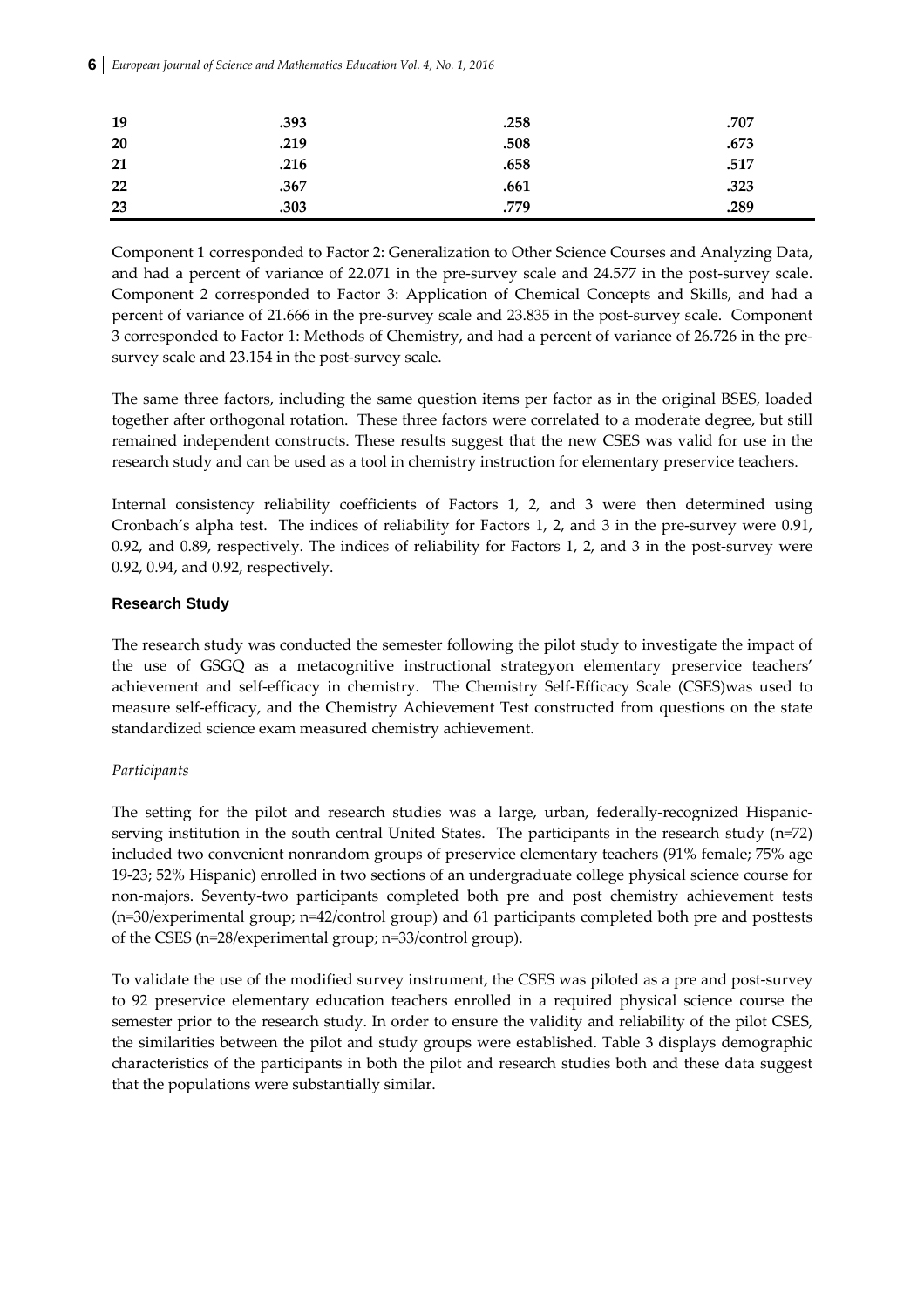| | | | |
|---|---|---|---|
| **19** | **.393** | **.258** | **.707** |
| **20** | **.219** | **.508** | **.673** |
| **21** | **.216** | **.658** | **.517** |
| **22** | **.367** | **.661** | **.323** |
| **23** | **.303** | **.779** | **.289** |

Component 1 corresponded to Factor 2: Generalization to Other Science Courses and Analyzing Data, and had a percent of variance of 22.071 in the pre-survey scale and 24.577 in the post-survey scale. Component 2 corresponded to Factor 3: Application of Chemical Concepts and Skills, and had a percent of variance of 21.666 in the pre-survey scale and 23.835 in the post-survey scale. Component 3 corresponded to Factor 1: Methods of Chemistry, and had a percent of variance of 26.726 in the pre-survey scale and 23.154 in the post-survey scale.

The same three factors, including the same question items per factor as in the original BSES, loaded together after orthogonal rotation. These three factors were correlated to a moderate degree, but still remained independent constructs. These results suggest that the new CSES was valid for use in the research study and can be used as a tool in chemistry instruction for elementary preservice teachers.

Internal consistency reliability coefficients of Factors 1, 2, and 3 were then determined using Cronbach's alpha test. The indices of reliability for Factors 1, 2, and 3 in the pre-survey were 0.91, 0.92, and 0.89, respectively. The indices of reliability for Factors 1, 2, and 3 in the post-survey were 0.92, 0.94, and 0.92, respectively.

### Research Study

The research study was conducted the semester following the pilot study to investigate the impact of the use of GSGQ as a metacognitive instructional strategyon elementary preservice teachers' achievement and self-efficacy in chemistry. The Chemistry Self-Efficacy Scale (CSES)was used to measure self-efficacy, and the Chemistry Achievement Test constructed from questions on the state standardized science exam measured chemistry achievement.

*Participants*

The setting for the pilot and research studies was a large, urban, federally-recognized Hispanic-serving institution in the south central United States. The participants in the research study (n=72) included two convenient nonrandom groups of preservice elementary teachers (91% female; 75% age 19-23; 52% Hispanic) enrolled in two sections of an undergraduate college physical science course for non-majors. Seventy-two participants completed both pre and post chemistry achievement tests (n=30/experimental group; n=42/control group) and 61 participants completed both pre and posttests of the CSES (n=28/experimental group; n=33/control group).

To validate the use of the modified survey instrument, the CSES was piloted as a pre and post-survey to 92 preservice elementary education teachers enrolled in a required physical science course the semester prior to the research study. In order to ensure the validity and reliability of the pilot CSES, the similarities between the pilot and study groups were established. Table 3 displays demographic characteristics of the participants in both the pilot and research studies both and these data suggest that the populations were substantially similar.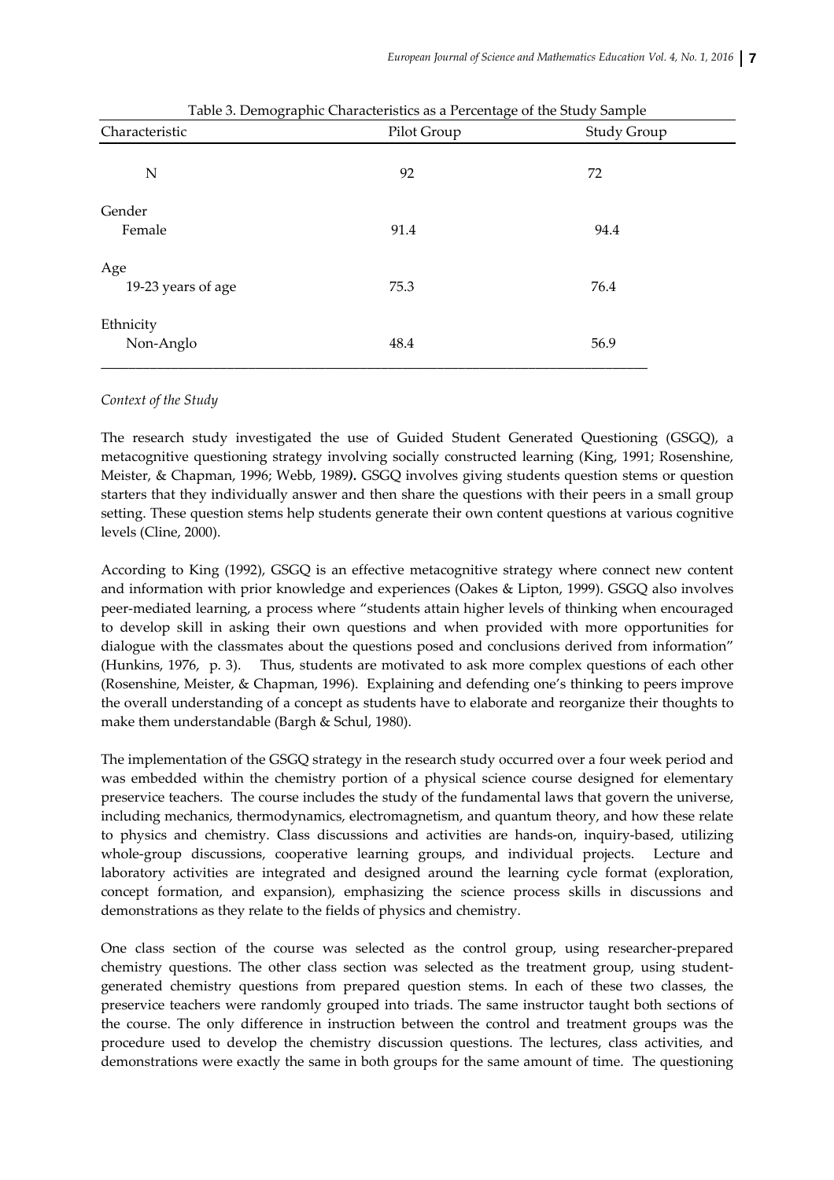Table 3. Demographic Characteristics as a Percentage of the Study Sample

| Characteristic | Pilot Group | Study Group |
|---|---|---|
| N | 92 | 72 |
| Gender | | |
| Female | 91.4 | 94.4 |
| Age | | |
| 19-23 years of age | 75.3 | 76.4 |
| Ethnicity | | |
| Non-Anglo | 48.4 | 56.9 |

*Context of the Study*

The research study investigated the use of Guided Student Generated Questioning (GSGQ), a metacognitive questioning strategy involving socially constructed learning (King, 1991; Rosenshine, Meister, & Chapman, 1996; Webb, 1989**).** GSGQ involves giving students question stems or question starters that they individually answer and then share the questions with their peers in a small group setting. These question stems help students generate their own content questions at various cognitive levels (Cline, 2000).

According to King (1992), GSGQ is an effective metacognitive strategy where connect new content and information with prior knowledge and experiences (Oakes & Lipton, 1999). GSGQ also involves peer-mediated learning, a process where "students attain higher levels of thinking when encouraged to develop skill in asking their own questions and when provided with more opportunities for dialogue with the classmates about the questions posed and conclusions derived from information" (Hunkins, 1976, p. 3). Thus, students are motivated to ask more complex questions of each other (Rosenshine, Meister, & Chapman, 1996). Explaining and defending one's thinking to peers improve the overall understanding of a concept as students have to elaborate and reorganize their thoughts to make them understandable (Bargh & Schul, 1980).

The implementation of the GSGQ strategy in the research study occurred over a four week period and was embedded within the chemistry portion of a physical science course designed for elementary preservice teachers. The course includes the study of the fundamental laws that govern the universe, including mechanics, thermodynamics, electromagnetism, and quantum theory, and how these relate to physics and chemistry. Class discussions and activities are hands-on, inquiry-based, utilizing whole-group discussions, cooperative learning groups, and individual projects. Lecture and laboratory activities are integrated and designed around the learning cycle format (exploration, concept formation, and expansion), emphasizing the science process skills in discussions and demonstrations as they relate to the fields of physics and chemistry.

One class section of the course was selected as the control group, using researcher-prepared chemistry questions. The other class section was selected as the treatment group, using student-generated chemistry questions from prepared question stems. In each of these two classes, the preservice teachers were randomly grouped into triads. The same instructor taught both sections of the course. The only difference in instruction between the control and treatment groups was the procedure used to develop the chemistry discussion questions. The lectures, class activities, and demonstrations were exactly the same in both groups for the same amount of time. The questioning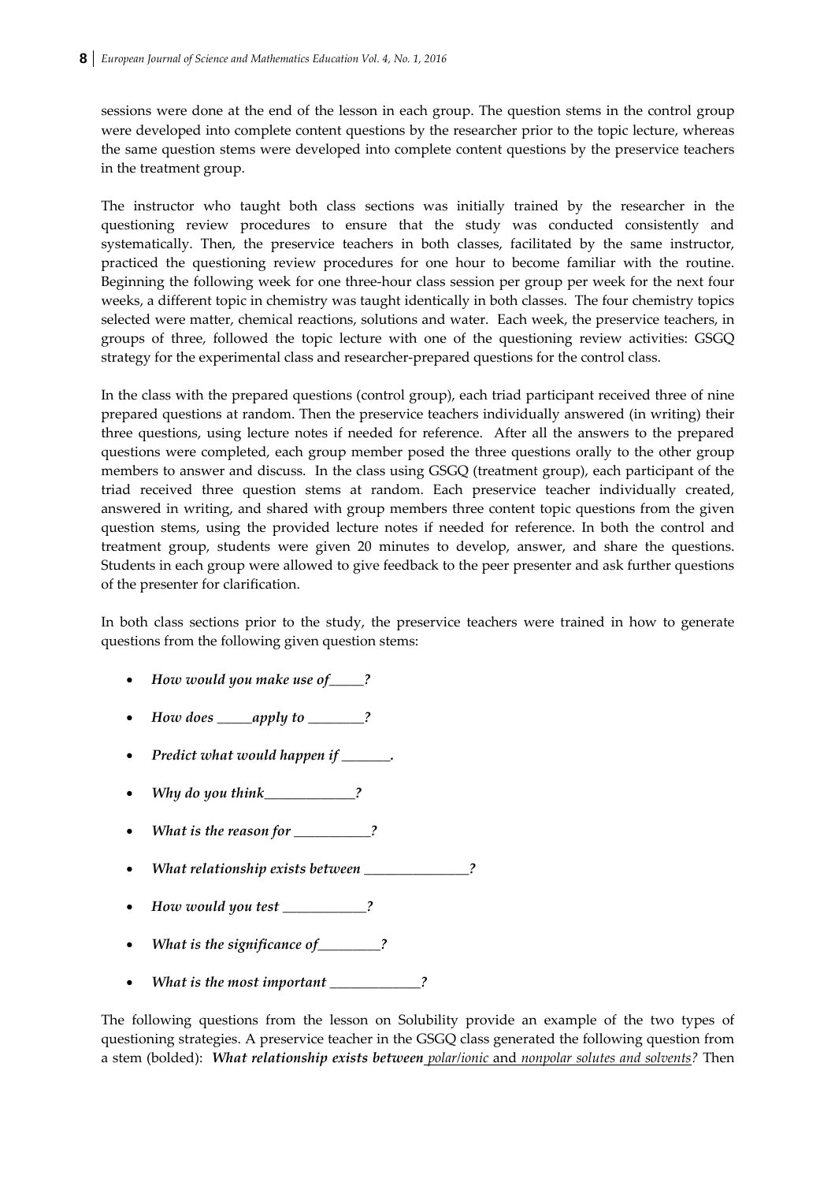sessions were done at the end of the lesson in each group. The question stems in the control group were developed into complete content questions by the researcher prior to the topic lecture, whereas the same question stems were developed into complete content questions by the preservice teachers in the treatment group.

The instructor who taught both class sections was initially trained by the researcher in the questioning review procedures to ensure that the study was conducted consistently and systematically. Then, the preservice teachers in both classes, facilitated by the same instructor, practiced the questioning review procedures for one hour to become familiar with the routine. Beginning the following week for one three-hour class session per group per week for the next four weeks, a different topic in chemistry was taught identically in both classes. The four chemistry topics selected were matter, chemical reactions, solutions and water. Each week, the preservice teachers, in groups of three, followed the topic lecture with one of the questioning review activities: GSGQ strategy for the experimental class and researcher-prepared questions for the control class.

In the class with the prepared questions (control group), each triad participant received three of nine prepared questions at random. Then the preservice teachers individually answered (in writing) their three questions, using lecture notes if needed for reference. After all the answers to the prepared questions were completed, each group member posed the three questions orally to the other group members to answer and discuss. In the class using GSGQ (treatment group), each participant of the triad received three question stems at random. Each preservice teacher individually created, answered in writing, and shared with group members three content topic questions from the given question stems, using the provided lecture notes if needed for reference. In both the control and treatment group, students were given 20 minutes to develop, answer, and share the questions. Students in each group were allowed to give feedback to the peer presenter and ask further questions of the presenter for clarification.

In both class sections prior to the study, the preservice teachers were trained in how to generate questions from the following given question stems:

- ***How would you make use of_____?***
- ***How does _____apply to ________?***
- ***Predict what would happen if _______.***
- ***Why do you think_____________?***
- ***What is the reason for ___________?***
- ***What relationship exists between _______________?***
- ***How would you test ____________?***
- ***What is the significance of_________?***
- ***What is the most important _____________?***

The following questions from the lesson on Solubility provide an example of the two types of questioning strategies. A preservice teacher in the GSGQ class generated the following question from a stem (bolded): ***What relationship exists between*** *polar/ionic* and *nonpolar solutes and solvents?* Then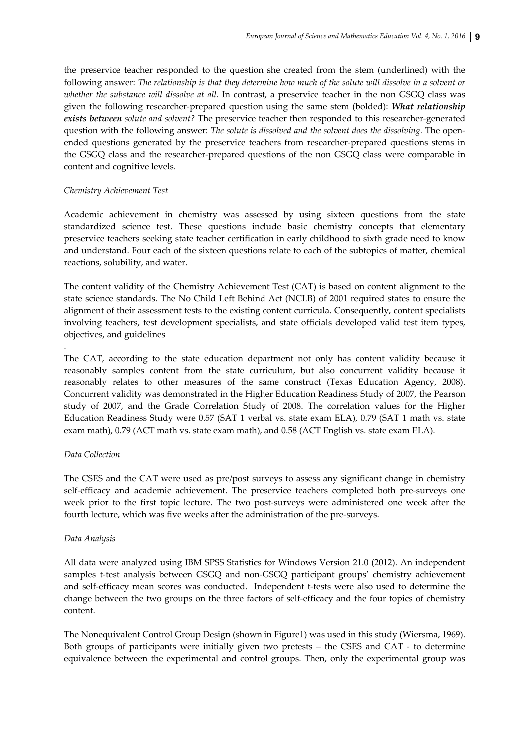the preservice teacher responded to the question she created from the stem (underlined) with the following answer: *The relationship is that they determine how much of the solute will dissolve in a solvent or whether the substance will dissolve at all.* In contrast, a preservice teacher in the non GSGQ class was given the following researcher-prepared question using the same stem (bolded): ***What relationship exists between** solute and solvent?* The preservice teacher then responded to this researcher-generated question with the following answer: *The solute is dissolved and the solvent does the dissolving.* The open-ended questions generated by the preservice teachers from researcher-prepared questions stems in the GSGQ class and the researcher-prepared questions of the non GSGQ class were comparable in content and cognitive levels.

*Chemistry Achievement Test*

Academic achievement in chemistry was assessed by using sixteen questions from the state standardized science test. These questions include basic chemistry concepts that elementary preservice teachers seeking state teacher certification in early childhood to sixth grade need to know and understand. Four each of the sixteen questions relate to each of the subtopics of matter, chemical reactions, solubility, and water.

The content validity of the Chemistry Achievement Test (CAT) is based on content alignment to the state science standards. The No Child Left Behind Act (NCLB) of 2001 required states to ensure the alignment of their assessment tests to the existing content curricula. Consequently, content specialists involving teachers, test development specialists, and state officials developed valid test item types, objectives, and guidelines

.

The CAT, according to the state education department not only has content validity because it reasonably samples content from the state curriculum, but also concurrent validity because it reasonably relates to other measures of the same construct (Texas Education Agency, 2008). Concurrent validity was demonstrated in the Higher Education Readiness Study of 2007, the Pearson study of 2007, and the Grade Correlation Study of 2008. The correlation values for the Higher Education Readiness Study were 0.57 (SAT 1 verbal vs. state exam ELA), 0.79 (SAT 1 math vs. state exam math), 0.79 (ACT math vs. state exam math), and 0.58 (ACT English vs. state exam ELA).

*Data Collection*

The CSES and the CAT were used as pre/post surveys to assess any significant change in chemistry self-efficacy and academic achievement. The preservice teachers completed both pre-surveys one week prior to the first topic lecture. The two post-surveys were administered one week after the fourth lecture, which was five weeks after the administration of the pre-surveys.

*Data Analysis*

All data were analyzed using IBM SPSS Statistics for Windows Version 21.0 (2012). An independent samples t-test analysis between GSGQ and non-GSGQ participant groups' chemistry achievement and self-efficacy mean scores was conducted. Independent t-tests were also used to determine the change between the two groups on the three factors of self-efficacy and the four topics of chemistry content.

The Nonequivalent Control Group Design (shown in Figure1) was used in this study (Wiersma, 1969). Both groups of participants were initially given two pretests – the CSES and CAT - to determine equivalence between the experimental and control groups. Then, only the experimental group was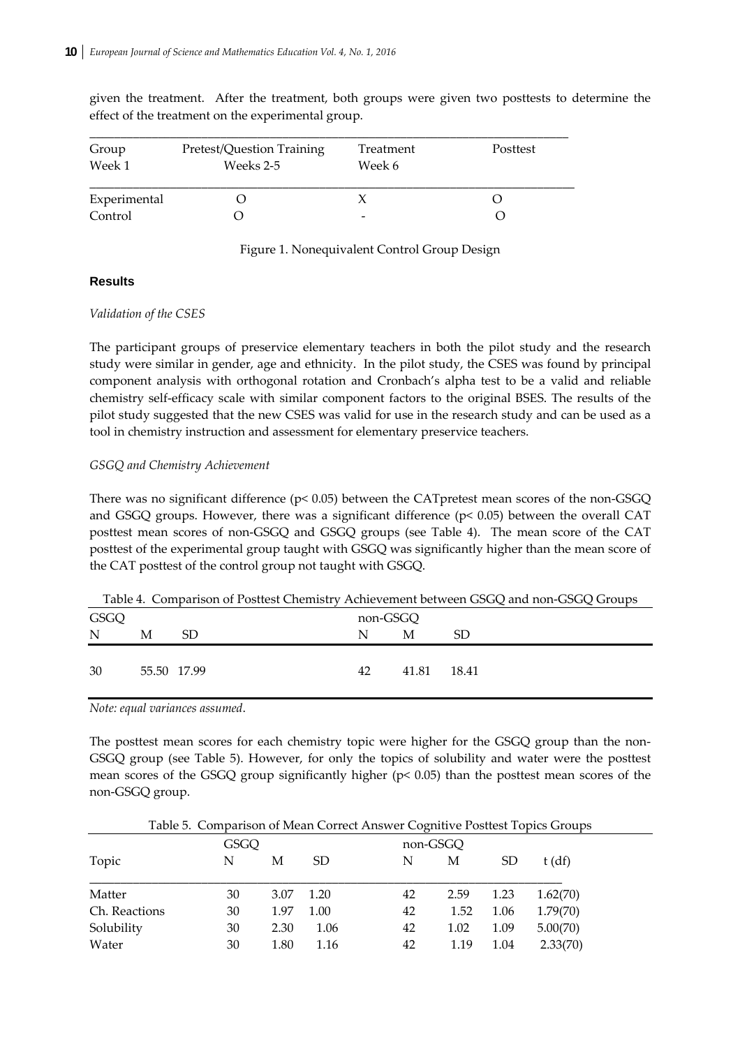given the treatment. After the treatment, both groups were given two posttests to determine the effect of the treatment on the experimental group.

| Group<br>Week 1 | Pretest/Question Training<br>Weeks 2-5 | Treatment<br>Week 6 | Posttest |
|---|---|---|---|
| Experimental | O | X | O |
| Control | O | - | O |

Figure 1. Nonequivalent Control Group Design

### Results

*Validation of the CSES*

The participant groups of preservice elementary teachers in both the pilot study and the research study were similar in gender, age and ethnicity. In the pilot study, the CSES was found by principal component analysis with orthogonal rotation and Cronbach's alpha test to be a valid and reliable chemistry self-efficacy scale with similar component factors to the original BSES. The results of the pilot study suggested that the new CSES was valid for use in the research study and can be used as a tool in chemistry instruction and assessment for elementary preservice teachers.

*GSGQ and Chemistry Achievement*

There was no significant difference ($p < 0.05$) between the CATpretest mean scores of the non-GSGQ and GSGQ groups. However, there was a significant difference ($p < 0.05$) between the overall CAT posttest mean scores of non-GSGQ and GSGQ groups (see Table 4). The mean score of the CAT posttest of the experimental group taught with GSGQ was significantly higher than the mean score of the CAT posttest of the control group not taught with GSGQ.

Table 4. Comparison of Posttest Chemistry Achievement between GSGQ and non-GSGQ Groups

| GSGQ | | | non-GSGQ | | |
|---|---|---|---|---|---|
| N | M | SD | N | M | SD |
| 30 | 55.50 | 17.99 | 42 | 41.81 | 18.41 |

*Note: equal variances assumed.*

The posttest mean scores for each chemistry topic were higher for the GSGQ group than the non-GSGQ group (see Table 5). However, for only the topics of solubility and water were the posttest mean scores of the GSGQ group significantly higher ($p < 0.05$) than the posttest mean scores of the non-GSGQ group.

Table 5. Comparison of Mean Correct Answer Cognitive Posttest Topics Groups

| | GSGQ | | | non-GSGQ | | | |
|---|---|---|---|---|---|---|---|
| Topic | N | M | SD | N | M | SD | t (df) |
| Matter | 30 | 3.07 | 1.20 | 42 | 2.59 | 1.23 | 1.62(70) |
| Ch. Reactions | 30 | 1.97 | 1.00 | 42 | 1.52 | 1.06 | 1.79(70) |
| Solubility | 30 | 2.30 | 1.06 | 42 | 1.02 | 1.09 | 5.00(70) |
| Water | 30 | 1.80 | 1.16 | 42 | 1.19 | 1.04 | 2.33(70) |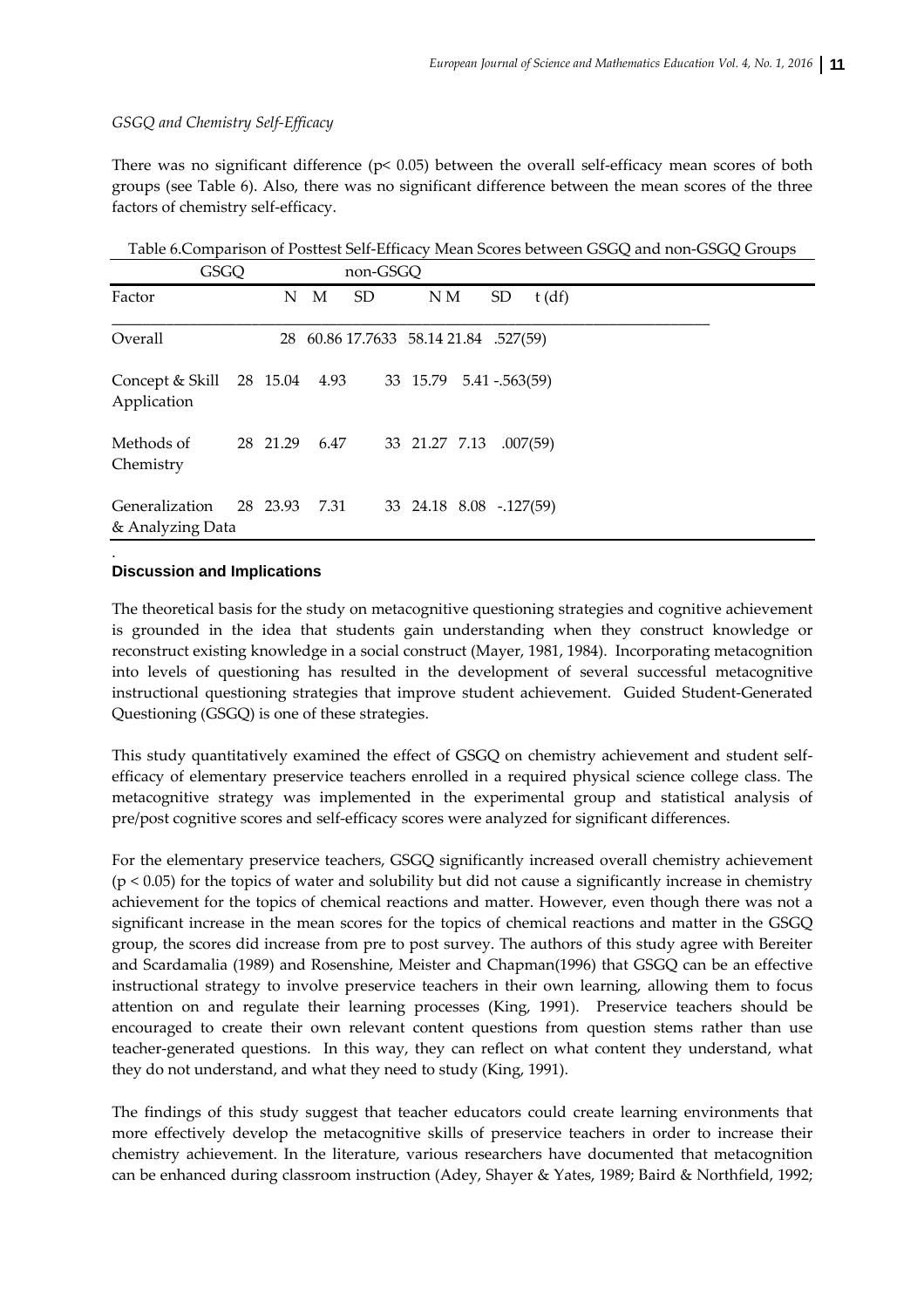*GSGQ and Chemistry Self-Efficacy*

There was no significant difference ($p < 0.05$) between the overall self-efficacy mean scores of both groups (see Table 6). Also, there was no significant difference between the mean scores of the three factors of chemistry self-efficacy.

Table 6.Comparison of Posttest Self-Efficacy Mean Scores between GSGQ and non-GSGQ Groups

| | GSGQ | | | non-GSGQ | | | |
|---|---|---|---|---|---|---|---|
| Factor | N | M | SD | N | M | SD | t (df) |
| Overall | 28 | 60.86 | 17.7633 | | 58.14 | 21.84 | .527(59) |
| Concept & Skill Application | 28 | 15.04 | 4.93 | 33 | 15.79 | 5.41 | -.563(59) |
| Methods of Chemistry | 28 | 21.29 | 6.47 | 33 | 21.27 | 7.13 | .007(59) |
| Generalization & Analyzing Data | 28 | 23.93 | 7.31 | 33 | 24.18 | 8.08 | -.127(59) |

## Discussion and Implications

The theoretical basis for the study on metacognitive questioning strategies and cognitive achievement is grounded in the idea that students gain understanding when they construct knowledge or reconstruct existing knowledge in a social construct (Mayer, 1981, 1984). Incorporating metacognition into levels of questioning has resulted in the development of several successful metacognitive instructional questioning strategies that improve student achievement. Guided Student-Generated Questioning (GSGQ) is one of these strategies.

This study quantitatively examined the effect of GSGQ on chemistry achievement and student self-efficacy of elementary preservice teachers enrolled in a required physical science college class. The metacognitive strategy was implemented in the experimental group and statistical analysis of pre/post cognitive scores and self-efficacy scores were analyzed for significant differences.

For the elementary preservice teachers, GSGQ significantly increased overall chemistry achievement ($p < 0.05$) for the topics of water and solubility but did not cause a significantly increase in chemistry achievement for the topics of chemical reactions and matter. However, even though there was not a significant increase in the mean scores for the topics of chemical reactions and matter in the GSGQ group, the scores did increase from pre to post survey. The authors of this study agree with Bereiter and Scardamalia (1989) and Rosenshine, Meister and Chapman(1996) that GSGQ can be an effective instructional strategy to involve preservice teachers in their own learning, allowing them to focus attention on and regulate their learning processes (King, 1991). Preservice teachers should be encouraged to create their own relevant content questions from question stems rather than use teacher-generated questions. In this way, they can reflect on what content they understand, what they do not understand, and what they need to study (King, 1991).

The findings of this study suggest that teacher educators could create learning environments that more effectively develop the metacognitive skills of preservice teachers in order to increase their chemistry achievement. In the literature, various researchers have documented that metacognition can be enhanced during classroom instruction (Adey, Shayer & Yates, 1989; Baird & Northfield, 1992;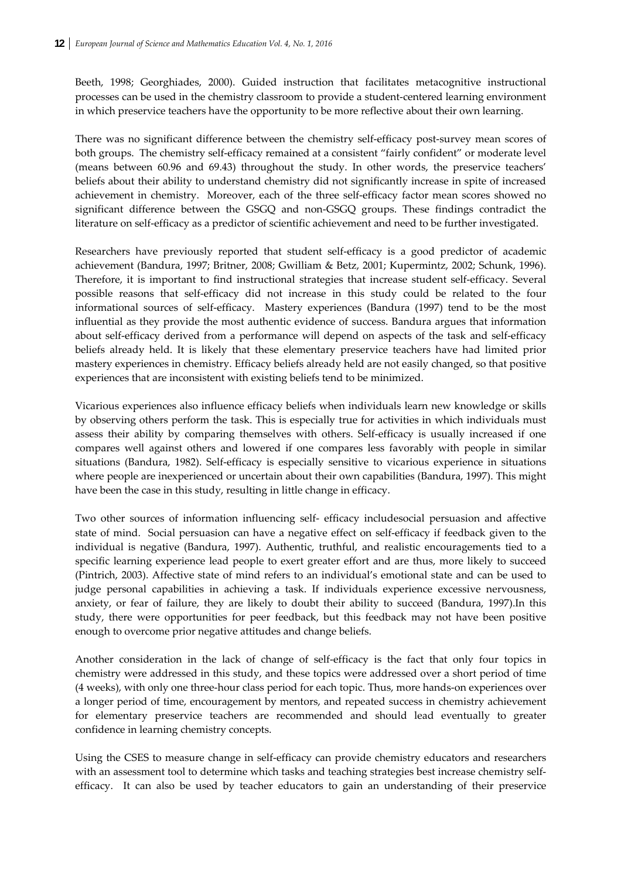Beeth, 1998; Georghiades, 2000). Guided instruction that facilitates metacognitive instructional processes can be used in the chemistry classroom to provide a student-centered learning environment in which preservice teachers have the opportunity to be more reflective about their own learning.

There was no significant difference between the chemistry self-efficacy post-survey mean scores of both groups. The chemistry self-efficacy remained at a consistent "fairly confident" or moderate level (means between 60.96 and 69.43) throughout the study. In other words, the preservice teachers' beliefs about their ability to understand chemistry did not significantly increase in spite of increased achievement in chemistry. Moreover, each of the three self-efficacy factor mean scores showed no significant difference between the GSGQ and non-GSGQ groups. These findings contradict the literature on self-efficacy as a predictor of scientific achievement and need to be further investigated.

Researchers have previously reported that student self-efficacy is a good predictor of academic achievement (Bandura, 1997; Britner, 2008; Gwilliam & Betz, 2001; Kupermintz, 2002; Schunk, 1996). Therefore, it is important to find instructional strategies that increase student self-efficacy. Several possible reasons that self-efficacy did not increase in this study could be related to the four informational sources of self-efficacy. Mastery experiences (Bandura (1997) tend to be the most influential as they provide the most authentic evidence of success. Bandura argues that information about self-efficacy derived from a performance will depend on aspects of the task and self-efficacy beliefs already held. It is likely that these elementary preservice teachers have had limited prior mastery experiences in chemistry. Efficacy beliefs already held are not easily changed, so that positive experiences that are inconsistent with existing beliefs tend to be minimized.

Vicarious experiences also influence efficacy beliefs when individuals learn new knowledge or skills by observing others perform the task. This is especially true for activities in which individuals must assess their ability by comparing themselves with others. Self-efficacy is usually increased if one compares well against others and lowered if one compares less favorably with people in similar situations (Bandura, 1982). Self-efficacy is especially sensitive to vicarious experience in situations where people are inexperienced or uncertain about their own capabilities (Bandura, 1997). This might have been the case in this study, resulting in little change in efficacy.

Two other sources of information influencing self- efficacy includesocial persuasion and affective state of mind. Social persuasion can have a negative effect on self-efficacy if feedback given to the individual is negative (Bandura, 1997). Authentic, truthful, and realistic encouragements tied to a specific learning experience lead people to exert greater effort and are thus, more likely to succeed (Pintrich, 2003). Affective state of mind refers to an individual's emotional state and can be used to judge personal capabilities in achieving a task. If individuals experience excessive nervousness, anxiety, or fear of failure, they are likely to doubt their ability to succeed (Bandura, 1997).In this study, there were opportunities for peer feedback, but this feedback may not have been positive enough to overcome prior negative attitudes and change beliefs.

Another consideration in the lack of change of self-efficacy is the fact that only four topics in chemistry were addressed in this study, and these topics were addressed over a short period of time (4 weeks), with only one three-hour class period for each topic. Thus, more hands-on experiences over a longer period of time, encouragement by mentors, and repeated success in chemistry achievement for elementary preservice teachers are recommended and should lead eventually to greater confidence in learning chemistry concepts.

Using the CSES to measure change in self-efficacy can provide chemistry educators and researchers with an assessment tool to determine which tasks and teaching strategies best increase chemistry self-efficacy. It can also be used by teacher educators to gain an understanding of their preservice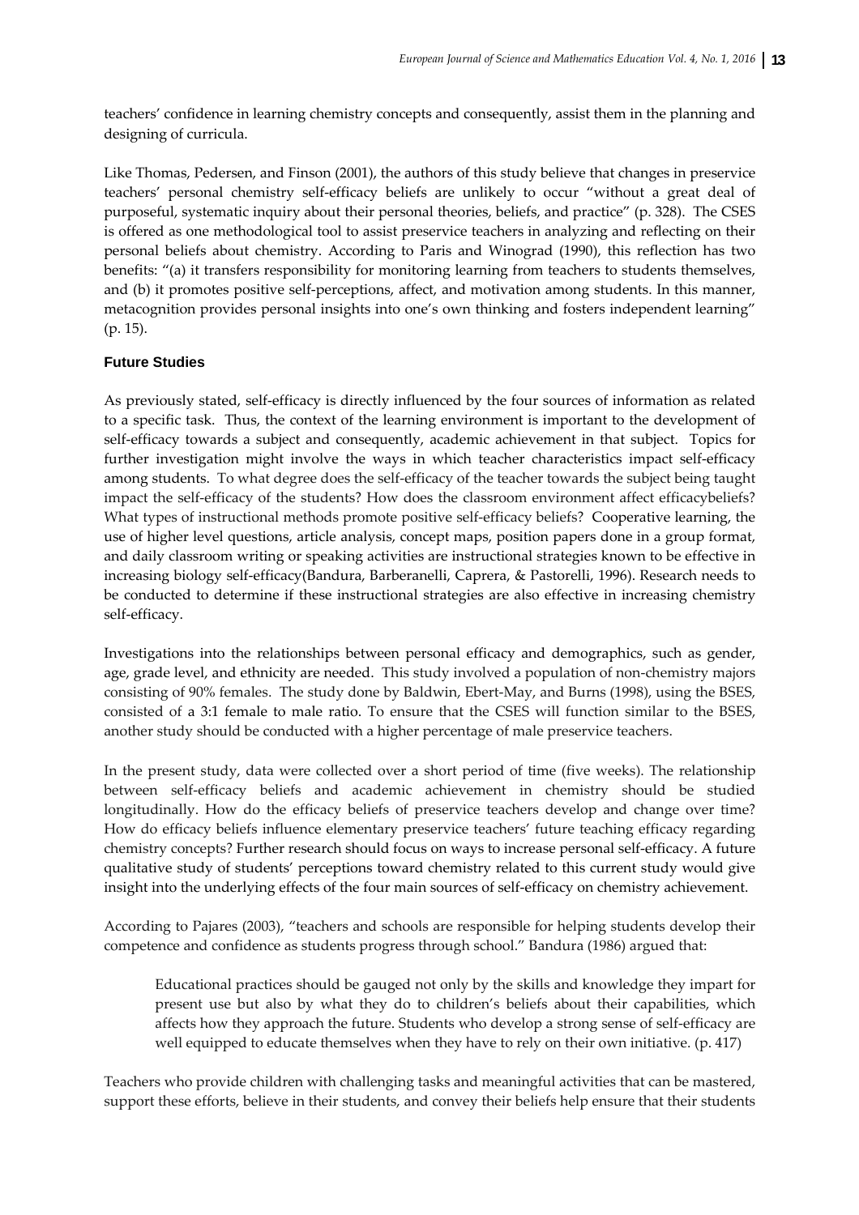teachers' confidence in learning chemistry concepts and consequently, assist them in the planning and designing of curricula.

Like Thomas, Pedersen, and Finson (2001), the authors of this study believe that changes in preservice teachers' personal chemistry self-efficacy beliefs are unlikely to occur "without a great deal of purposeful, systematic inquiry about their personal theories, beliefs, and practice" (p. 328). The CSES is offered as one methodological tool to assist preservice teachers in analyzing and reflecting on their personal beliefs about chemistry. According to Paris and Winograd (1990), this reflection has two benefits: "(a) it transfers responsibility for monitoring learning from teachers to students themselves, and (b) it promotes positive self-perceptions, affect, and motivation among students. In this manner, metacognition provides personal insights into one's own thinking and fosters independent learning" (p. 15).

### Future Studies

As previously stated, self-efficacy is directly influenced by the four sources of information as related to a specific task. Thus, the context of the learning environment is important to the development of self-efficacy towards a subject and consequently, academic achievement in that subject. Topics for further investigation might involve the ways in which teacher characteristics impact self-efficacy among students. To what degree does the self-efficacy of the teacher towards the subject being taught impact the self-efficacy of the students? How does the classroom environment affect efficacybeliefs? What types of instructional methods promote positive self-efficacy beliefs? Cooperative learning, the use of higher level questions, article analysis, concept maps, position papers done in a group format, and daily classroom writing or speaking activities are instructional strategies known to be effective in increasing biology self-efficacy(Bandura, Barberanelli, Caprera, & Pastorelli, 1996). Research needs to be conducted to determine if these instructional strategies are also effective in increasing chemistry self-efficacy.

Investigations into the relationships between personal efficacy and demographics, such as gender, age, grade level, and ethnicity are needed. This study involved a population of non-chemistry majors consisting of 90% females. The study done by Baldwin, Ebert-May, and Burns (1998), using the BSES, consisted of a 3:1 female to male ratio. To ensure that the CSES will function similar to the BSES, another study should be conducted with a higher percentage of male preservice teachers.

In the present study, data were collected over a short period of time (five weeks). The relationship between self-efficacy beliefs and academic achievement in chemistry should be studied longitudinally. How do the efficacy beliefs of preservice teachers develop and change over time? How do efficacy beliefs influence elementary preservice teachers' future teaching efficacy regarding chemistry concepts? Further research should focus on ways to increase personal self-efficacy. A future qualitative study of students' perceptions toward chemistry related to this current study would give insight into the underlying effects of the four main sources of self-efficacy on chemistry achievement.

According to Pajares (2003), "teachers and schools are responsible for helping students develop their competence and confidence as students progress through school." Bandura (1986) argued that:

> Educational practices should be gauged not only by the skills and knowledge they impart for present use but also by what they do to children's beliefs about their capabilities, which affects how they approach the future. Students who develop a strong sense of self-efficacy are well equipped to educate themselves when they have to rely on their own initiative. (p. 417)

Teachers who provide children with challenging tasks and meaningful activities that can be mastered, support these efforts, believe in their students, and convey their beliefs help ensure that their students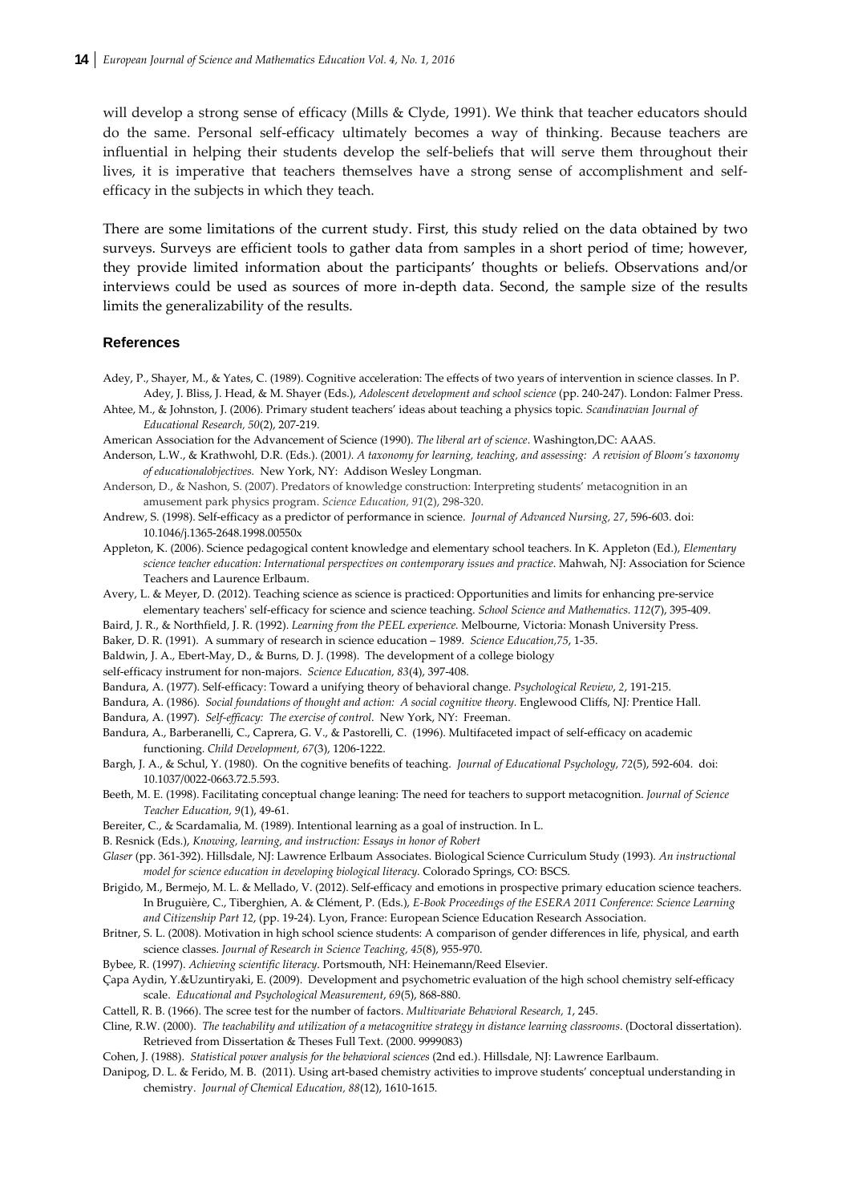will develop a strong sense of efficacy (Mills & Clyde, 1991). We think that teacher educators should do the same. Personal self-efficacy ultimately becomes a way of thinking. Because teachers are influential in helping their students develop the self-beliefs that will serve them throughout their lives, it is imperative that teachers themselves have a strong sense of accomplishment and self-efficacy in the subjects in which they teach.

There are some limitations of the current study. First, this study relied on the data obtained by two surveys. Surveys are efficient tools to gather data from samples in a short period of time; however, they provide limited information about the participants' thoughts or beliefs. Observations and/or interviews could be used as sources of more in-depth data. Second, the sample size of the results limits the generalizability of the results.

## References

Adey, P., Shayer, M., & Yates, C. (1989). Cognitive acceleration: The effects of two years of intervention in science classes. In P. Adey, J. Bliss, J. Head, & M. Shayer (Eds.), *Adolescent development and school science* (pp. 240-247). London: Falmer Press.

Ahtee, M., & Johnston, J. (2006). Primary student teachers' ideas about teaching a physics topic. *Scandinavian Journal of Educational Research, 50*(2), 207-219.

American Association for the Advancement of Science (1990). *The liberal art of science*. Washington,DC: AAAS.

Anderson, L.W., & Krathwohl, D.R. (Eds.). (2001*). A taxonomy for learning, teaching, and assessing: A revision of Bloom's taxonomy of educationalobjectives.* New York, NY: Addison Wesley Longman.

Anderson, D., & Nashon, S. (2007). Predators of knowledge construction: Interpreting students' metacognition in an amusement park physics program. *Science Education, 91*(2), 298-320.

Andrew, S. (1998). Self-efficacy as a predictor of performance in science. *Journal of Advanced Nursing, 27*, 596-603. doi: 10.1046/j.1365-2648.1998.00550x

Appleton, K. (2006). Science pedagogical content knowledge and elementary school teachers. In K. Appleton (Ed.), *Elementary science teacher education: International perspectives on contemporary issues and practice*. Mahwah, NJ: Association for Science Teachers and Laurence Erlbaum.

Avery, L. & Meyer, D. (2012). Teaching science as science is practiced: Opportunities and limits for enhancing pre-service elementary teachers' self-efficacy for science and science teaching. *School Science and Mathematics. 112*(7), 395-409.

Baird, J. R., & Northfield, J. R. (1992). *Learning from the PEEL experience.* Melbourne, Victoria: Monash University Press.

Baker, D. R. (1991). A summary of research in science education – 1989. *Science Education,75*, 1-35.

Baldwin, J. A., Ebert-May, D., & Burns, D. J. (1998). The development of a college biology

self-efficacy instrument for non-majors. *Science Education, 83*(4), 397-408.

Bandura, A. (1977). Self-efficacy: Toward a unifying theory of behavioral change. *Psychological Review*, *2*, 191-215.

Bandura, A. (1986). *Social foundations of thought and action: A social cognitive theory.* Englewood Cliffs, NJ: Prentice Hall.

Bandura, A. (1997). *Self-efficacy: The exercise of control.* New York, NY: Freeman.

Bandura, A., Barberanelli, C., Caprera, G. V., & Pastorelli, C. (1996). Multifaceted impact of self-efficacy on academic functioning. *Child Development, 67*(3), 1206-1222.

Bargh, J. A., & Schul, Y. (1980). On the cognitive benefits of teaching. *Journal of Educational Psychology, 72*(5), 592-604. doi: 10.1037/0022-0663.72.5.593.

Beeth, M. E. (1998). Facilitating conceptual change leaning: The need for teachers to support metacognition. *Journal of Science Teacher Education, 9*(1), 49-61.

Bereiter, C., & Scardamalia, M. (1989). Intentional learning as a goal of instruction. In L.

B. Resnick (Eds.), *Knowing, learning, and instruction: Essays in honor of Robert*

*Glaser* (pp. 361-392). Hillsdale, NJ: Lawrence Erlbaum Associates. Biological Science Curriculum Study (1993). *An instructional model for science education in developing biological literacy.* Colorado Springs, CO: BSCS.

Brigido, M., Bermejo, M. L. & Mellado, V. (2012). Self-efficacy and emotions in prospective primary education science teachers. In Bruguière, C., Tiberghien, A. & Clément, P. (Eds.), *E-Book Proceedings of the ESERA 2011 Conference: Science Learning and Citizenship Part 12*, (pp. 19-24). Lyon, France: European Science Education Research Association.

Britner, S. L. (2008). Motivation in high school science students: A comparison of gender differences in life, physical, and earth science classes. *Journal of Research in Science Teaching, 45*(8), 955-970.

Bybee, R. (1997). *Achieving scientific literacy*. Portsmouth, NH: Heinemann/Reed Elsevier.

Çapa Aydin, Y.&Uzuntiryaki, E. (2009). Development and psychometric evaluation of the high school chemistry self-efficacy scale. *Educational and Psychological Measurement*, *69*(5), 868-880.

Cattell, R. B. (1966). The scree test for the number of factors. *Multivariate Behavioral Research, 1*, 245.

Cline, R.W. (2000). *The teachability and utilization of a metacognitive strategy in distance learning classrooms*. (Doctoral dissertation). Retrieved from Dissertation & Theses Full Text. (2000. 9999083)

Cohen, J. (1988). *Statistical power analysis for the behavioral sciences* (2nd ed.). Hillsdale, NJ: Lawrence Earlbaum.

Danipog, D. L. & Ferido, M. B. (2011). Using art-based chemistry activities to improve students' conceptual understanding in chemistry. *Journal of Chemical Education, 88*(12), 1610-1615.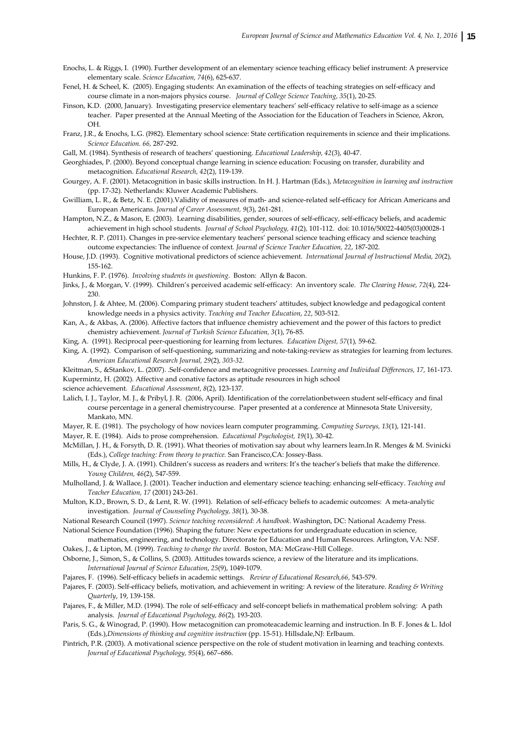Enochs, L. & Riggs, I. (1990). Further development of an elementary science teaching efficacy belief instrument: A preservice elementary scale. *Science Education, 74*(6), 625-637.

Fenel, H. & Scheel, K. (2005). Engaging students: An examination of the effects of teaching strategies on self-efficacy and course climate in a non-majors physics course. *Journal of College Science Teaching, 35*(1), 20-25.

Finson, K.D. (2000, January). Investigating preservice elementary teachers' self-efficacy relative to self-image as a science teacher. Paper presented at the Annual Meeting of the Association for the Education of Teachers in Science, Akron, OH.

Franz, J.R., & Enochs, L.G. (l982). Elementary school science: State certification requirements in science and their implications. *Science Education. 66,* 287-292.

Gall, M. (1984). Synthesis of research of teachers' questioning. *Educational Leadership, 42*(3), 40-47.

Georghiades, P. (2000). Beyond conceptual change learning in science education: Focusing on transfer, durability and metacognition. *Educational Research, 42*(2), 119-139.

Gourgey, A. F. (2001). Metacognition in basic skills instruction. In H. J. Hartman (Eds.), *Metacognition in learning and instruction* (pp. 17-32). Netherlands: Kluwer Academic Publishers.

Gwilliam, L. R., & Betz, N. E. (2001).Validity of measures of math- and science-related self-efficacy for African Americans and European Americans. *Journal of Career Assessment, 9*(3), 261-281.

Hampton, N.Z., & Mason, E. (2003). Learning disabilities, gender, sources of self-efficacy, self-efficacy beliefs, and academic achievement in high school students. *Journal of School Psychology, 41*(2), 101-112. doi: 10.1016/50022-4405(03)00028-1

Hechter, R. P. (2011). Changes in pre-service elementary teachers' personal science teaching efficacy and science teaching outcome expectancies: The influence of context. *Journal of Science Teacher Education, 22*, 187-202.

House, J.D. (1993). Cognitive motivational predictors of science achievement. *International Journal of Instructional Media, 20*(2), 155-162.

Hunkins, F. P. (1976). *Involving students in questioning*. Boston: Allyn & Bacon.

Jinks, J., & Morgan, V. (1999). Children's perceived academic self-efficacy: An inventory scale. *The Clearing House, 72*(4), 224-230.

Johnston, J. & Ahtee, M. (2006). Comparing primary student teachers' attitudes, subject knowledge and pedagogical content knowledge needs in a physics activity. *Teaching and Teacher Education*, *22*, 503-512.

Kan, A., & Akbas, A. (2006). Affective factors that influence chemistry achievement and the power of this factors to predict chemistry achievement. *Journal of Turkish Science Education, 3*(1), 76-85.

King, A. (1991). Reciprocal peer-questioning for learning from lectures. *Education Digest, 57*(1), 59-62.

King, A. (1992). Comparison of self-questioning, summarizing and note-taking-review as strategies for learning from lectures. *American Educational Research Journal, 29*(2), *303-32.*

Kleitman, S., &Stankov, L. (2007). .Self-confidence and metacognitive processes. *Learning and Individual Differences, 17,* 161-173.

Kupermintz, H. (2002). Affective and conative factors as aptitude resources in high school science achievement. *Educational Assessment*, *8*(2), 123-137.

Lalich, I. J., Taylor, M. J., & Pribyl, J. R. (2006, April). Identification of the correlationbetween student self-efficacy and final course percentage in a general chemistrycourse. Paper presented at a conference at Minnesota State University, Mankato, MN.

Mayer, R. E. (1981). The psychology of how novices learn computer programming. *Computing Surveys, 13*(1), 121-141.

Mayer, R. E. (1984). Aids to prose comprehension. *Educational Psychologist, 19*(1), 30-42.

McMillan, J. H., & Forsyth, D. R. (1991). What theories of motivation say about why learners learn.In R. Menges & M. Svinicki (Eds.), *College teaching: From theory to practice.* San Francisco,CA: Jossey-Bass.

Mills, H., & Clyde, J. A. (1991). Children's success as readers and writers: It's the teacher's beliefs that make the difference. *Young Children, 46*(2), 547-559.

Mulholland, J. & Wallace, J. (2001). Teacher induction and elementary science teaching: enhancing self-efficacy. *Teaching and Teacher Education, 17* (2001) 243-261.

Multon, K.D., Brown, S. D., & Lent, R. W. (1991). Relation of self-efficacy beliefs to academic outcomes: A meta-analytic investigation. *Journal of Counseling Psychology, 38*(1), 30-38.

National Research Council (1997). *Science teaching reconsidered: A handbook*. Washington, DC: National Academy Press.

National Science Foundation (1996). Shaping the future: New expectations for undergraduate education in science, mathematics, engineering, and technology. Directorate for Education and Human Resources. Arlington, VA: NSF.

Oakes, J., & Lipton, M. (1999). *Teaching to change the world*. Boston, MA: McGraw-Hill College.

Osborne, J., Simon, S., & Collins, S. (2003). Attitudes towards science, a review of the literature and its implications. *International Journal of Science Education*, *25*(9), 1049-1079.

Pajares, F. (1996). Self-efficacy beliefs in academic settings. *Review of Educational Research,66,* 543-579.

Pajares, F. (2003). Self-efficacy beliefs, motivation, and achievement in writing: A review of the literature. *Reading & Writing Quarterly*, 19, 139-158.

Pajares, F., & Miller, M.D. (1994). The role of self-efficacy and self-concept beliefs in mathematical problem solving: A path analysis. *Journal of Educational Psychology, 86*(2), 193-203.

Paris, S. G., & Winograd, P. (1990). How metacognition can promoteacademic learning and instruction. In B. F. Jones & L. Idol (Eds.),*Dimensions of thinking and cognitive instruction* (pp. 15-51). Hillsdale,NJ: Erlbaum.

Pintrich, P.R. (2003). A motivational science perspective on the role of student motivation in learning and teaching contexts. *Journal of Educational Psychology, 95*(4), 667–686.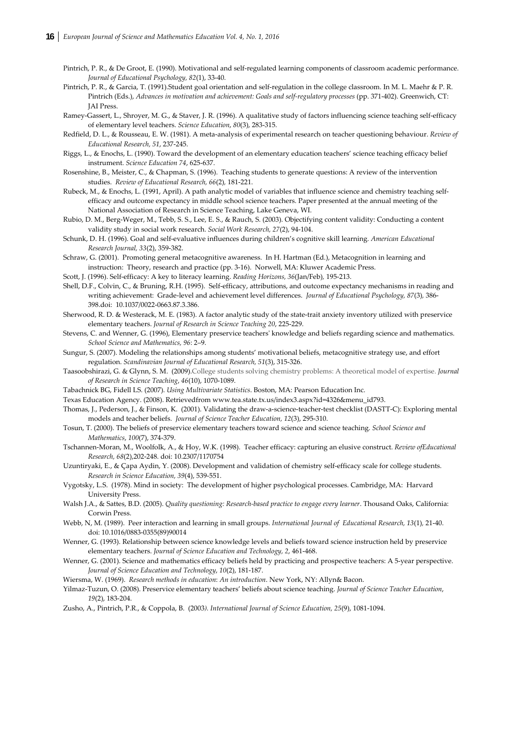Pintrich, P. R., & De Groot, E. (1990). Motivational and self-regulated learning components of classroom academic performance. *Journal of Educational Psychology, 82*(1), 33-40.

Pintrich, P. R., & Garcia, T. (1991).Student goal orientation and self-regulation in the college classroom. In M. L. Maehr & P. R. Pintrich (Eds.), *Advances in motivation and achievement: Goals and self-regulatory processes* (pp. 371-402). Greenwich, CT: JAI Press.

Ramey-Gassert, L., Shroyer, M. G., & Staver, J. R. (1996). A qualitative study of factors influencing science teaching self-efficacy of elementary level teachers. *Science Education, 80*(3), 283-315.

Redfield, D. L., & Rousseau, E. W. (1981). A meta-analysis of experimental research on teacher questioning behaviour. *Review of Educational Research, 51*, 237-245.

Riggs, L., & Enochs, L. (1990). Toward the development of an elementary education teachers' science teaching efficacy belief instrument. *Science Education 74*, 625-637.

Rosenshine, B., Meister, C., & Chapman, S. (1996). Teaching students to generate questions: A review of the intervention studies. *Review of Educational Research, 66*(2), 181-221.

Rubeck, M., & Enochs, L. (1991, April). A path analytic model of variables that influence science and chemistry teaching self-efficacy and outcome expectancy in middle school science teachers. Paper presented at the annual meeting of the National Association of Research in Science Teaching, Lake Geneva, WI.

Rubio, D. M., Berg-Weger, M., Tebb, S. S., Lee, E. S., & Rauch, S. (2003). Objectifying content validity: Conducting a content validity study in social work research. *Social Work Research, 27*(2), 94-104.

Schunk, D. H. (1996). Goal and self-evaluative influences during children's cognitive skill learning. *American Educational Research Journal, 33*(2), 359-382.

Schraw, G. (2001). Promoting general metacognitive awareness. In H. Hartman (Ed.), Metacognition in learning and instruction: Theory, research and practice (pp. 3-16). Norwell, MA: Kluwer Academic Press.

Scott, J. (1996). Self-efficacy: A key to literacy learning. *Reading Horizons, 36*(Jan/Feb), 195-213.

Shell, D.F., Colvin, C., & Bruning, R.H. (1995). Self-efficacy, attributions, and outcome expectancy mechanisms in reading and writing achievement: Grade-level and achievement level differences. *Journal of Educational Psychology, 87*(3), 386-398.doi: 10.1037/0022-0663.87.3.386.

Sherwood, R. D. & Westerack, M. E. (1983). A factor analytic study of the state-trait anxiety inventory utilized with preservice elementary teachers. *Journal of Research in Science Teaching 20*, 225-229.

Stevens, C. and Wenner, G. (1996), Elementary preservice teachers' knowledge and beliefs regarding science and mathematics. *School Science and Mathematics, 96*: 2–9.

Sungur, S. (2007). Modeling the relationships among students' motivational beliefs, metacognitive strategy use, and effort regulation. *Scandinavian Journal of Educational Research, 51*(3), 315-326.

Taasoobshirazi, G. & Glynn, S. M. (2009).College students solving chemistry problems: A theoretical model of expertise. *Journal of Research in Science Teaching, 46*(10), 1070-1089.

Tabachnick BG, Fidell LS. (2007). *Using Multivariate Statistics*. Boston, MA: Pearson Education Inc.

Texas Education Agency. (2008). Retrievedfrom www.tea.state.tx.us/index3.aspx?id=4326&menu_id793.

Thomas, J., Pederson, J., & Finson, K. (2001). Validating the draw-a-science-teacher-test checklist (DASTT-C): Exploring mental models and teacher beliefs. *Journal of Science Teacher Education, 12*(3), 295-310.

Tosun, T. (2000). The beliefs of preservice elementary teachers toward science and science teaching. *School Science and Mathematics, 100*(7), 374-379.

Tschannen-Moran, M., Woolfolk, A., & Hoy, W.K. (1998). Teacher efficacy: capturing an elusive construct. *Review ofEducational Research, 68*(2),202-248. doi: 10.2307/1170754

Uzuntiryaki, E., & Çapa Aydin, Y. (2008). Development and validation of chemistry self-efficacy scale for college students. *Research in Science Education, 39*(4), 539-551.

Vygotsky, L.S. (1978). Mind in society: The development of higher psychological processes. Cambridge, MA: Harvard University Press.

Walsh J.A., & Sattes, B.D. (2005). *Quality questioning: Research-based practice to engage every learner*. Thousand Oaks, California: Corwin Press.

Webb, N, M. (1989). Peer interaction and learning in small groups. *International Journal of Educational Research, 13*(1), 21-40. doi: 10.1016/0883-0355(89)90014

Wenner, G. (1993). Relationship between science knowledge levels and beliefs toward science instruction held by preservice elementary teachers. *Journal of Science Education and Technology, 2*, 461-468.

Wenner, G. (2001). Science and mathematics efficacy beliefs held by practicing and prospective teachers: A 5-year perspective. *Journal of Science Education and Technology, 10*(2), 181-187.

Wiersma, W. (1969). *Research methods in education: An introduction*. New York, NY: Allyn& Bacon.

Yilmaz-Tuzun, O. (2008). Preservice elementary teachers' beliefs about science teaching. *Journal of Science Teacher Education, 19*(2), 183-204.

Zusho, A., Pintrich, P.R., & Coppola, B. (2003*). International Journal of Science Education, 25*(9), 1081-1094.